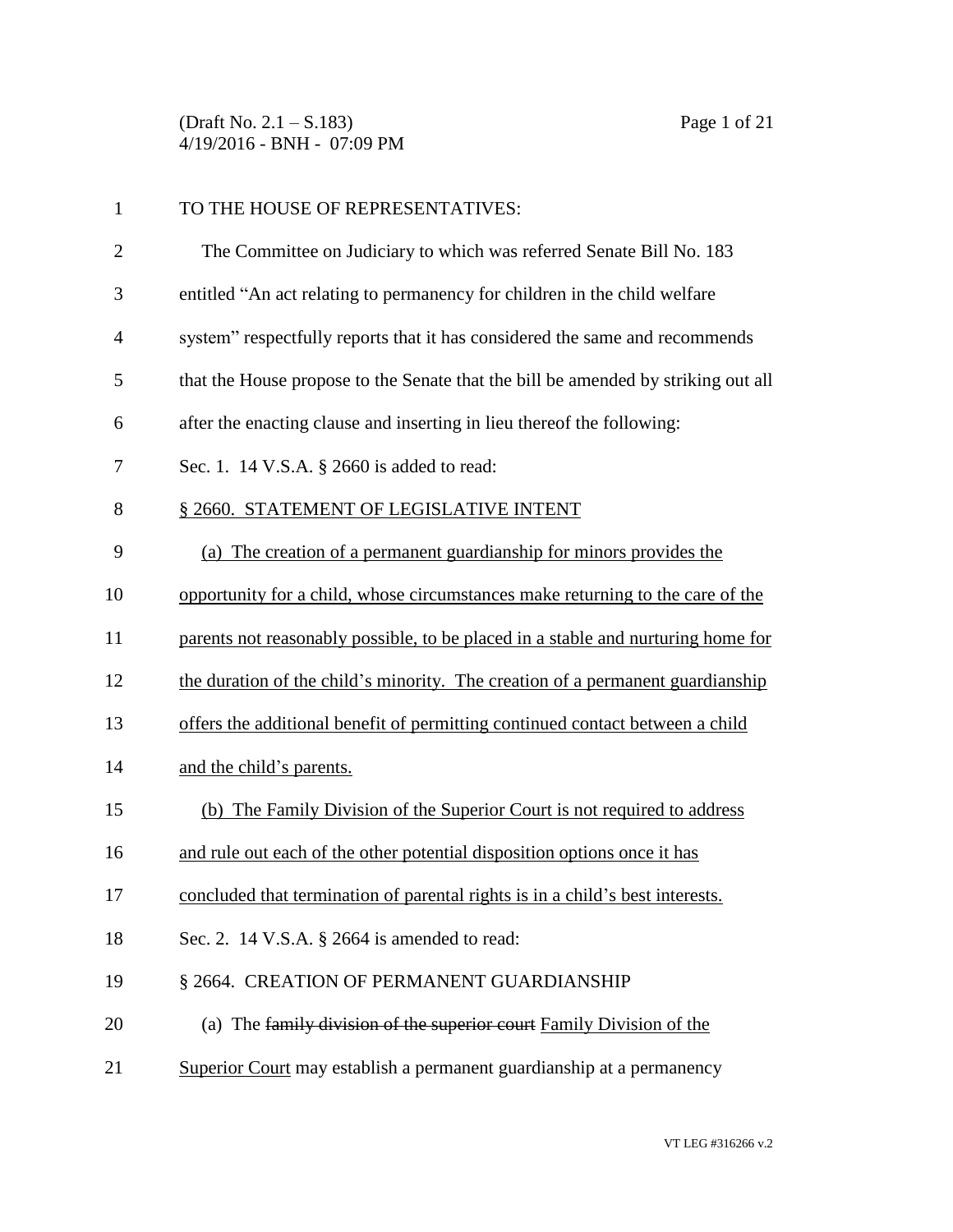TO THE HOUSE OF REPRESENTATIVES:

The Committee on Judiciary to which was referred Senate Bill No. 183 entitled "An act relating to permanency for children in the child welfare system" respectfully reports that it has considered the same and recommends that the House propose to the Senate that the bill be amended by striking out all after the enacting clause and inserting in lieu thereof the following:

Sec. 1. 14 V.S.A. § 2660 is added to read:

<u>§ 2660. STATEMENT OF LEGISLATIVE INTENT</u>

<u>(a) The creation of a permanent guardianship for minors provides the opportunity for a child, whose circumstances make returning to the care of the parents not reasonably possible, to be placed in a stable and nurturing home for the duration of the child's minority. The creation of a permanent guardianship offers the additional benefit of permitting continued contact between a child and the child's parents.</u>

<u>(b) The Family Division of the Superior Court is not required to address and rule out each of the other potential disposition options once it has concluded that termination of parental rights is in a child's best interests.</u>

Sec. 2. 14 V.S.A. § 2664 is amended to read:

§ 2664. CREATION OF PERMANENT GUARDIANSHIP

(a) The ~~family division of the superior court~~ <u>Family Division of the Superior Court</u> may establish a permanent guardianship at a permanency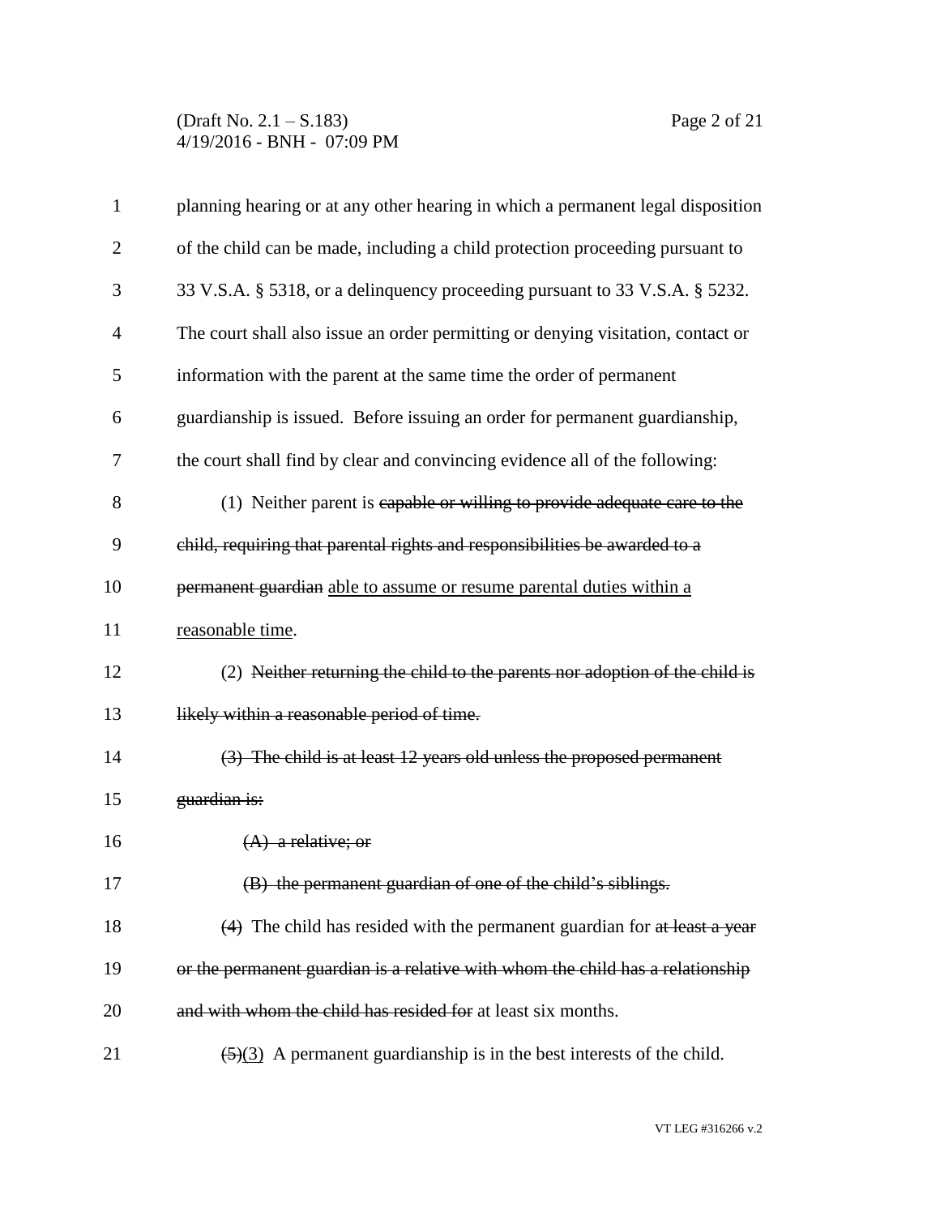planning hearing or at any other hearing in which a permanent legal disposition of the child can be made, including a child protection proceeding pursuant to 33 V.S.A. § 5318, or a delinquency proceeding pursuant to 33 V.S.A. § 5232. The court shall also issue an order permitting or denying visitation, contact or information with the parent at the same time the order of permanent guardianship is issued. Before issuing an order for permanent guardianship, the court shall find by clear and convincing evidence all of the following:

(1) Neither parent is ~~capable or willing to provide adequate care to the child, requiring that parental rights and responsibilities be awarded to a permanent guardian~~ <u>able to assume or resume parental duties within a reasonable time</u>.

(2) ~~Neither returning the child to the parents nor adoption of the child is likely within a reasonable period of time.~~

~~(3) The child is at least 12 years old unless the proposed permanent guardian is:~~

~~(A) a relative; or~~

~~(B) the permanent guardian of one of the child's siblings.~~

~~(4)~~ The child has resided with the permanent guardian for ~~at least a year or the permanent guardian is a relative with whom the child has a relationship and with whom the child has resided for~~ at least six months.

~~(5)~~<u>(3)</u> A permanent guardianship is in the best interests of the child.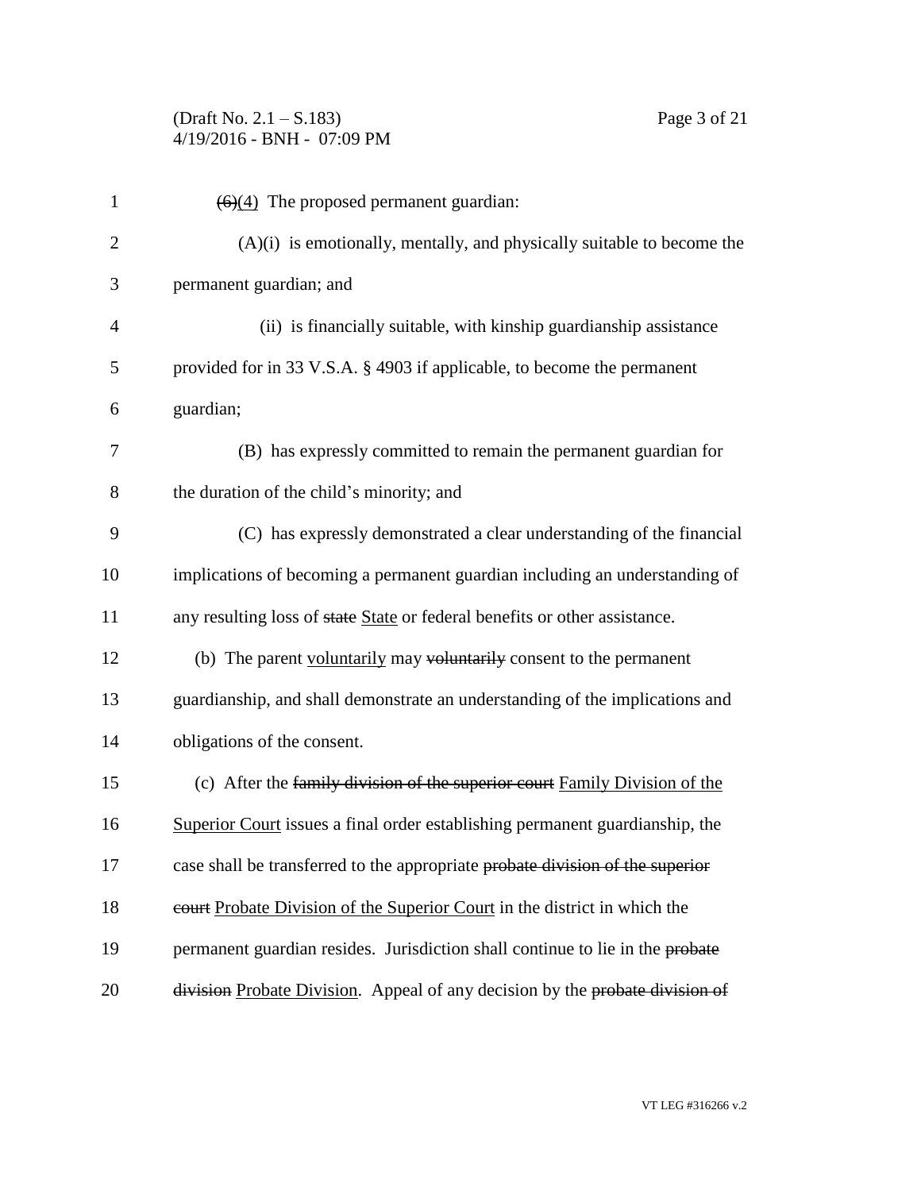~~(6)~~(4) The proposed permanent guardian:

(A)(i) is emotionally, mentally, and physically suitable to become the permanent guardian; and

(ii) is financially suitable, with kinship guardianship assistance provided for in 33 V.S.A. § 4903 if applicable, to become the permanent guardian;

(B) has expressly committed to remain the permanent guardian for the duration of the child's minority; and

(C) has expressly demonstrated a clear understanding of the financial implications of becoming a permanent guardian including an understanding of any resulting loss of ~~state~~ State or federal benefits or other assistance.

(b) The parent voluntarily may ~~voluntarily~~ consent to the permanent guardianship, and shall demonstrate an understanding of the implications and obligations of the consent.

(c) After the ~~family division of the superior court~~ Family Division of the Superior Court issues a final order establishing permanent guardianship, the case shall be transferred to the appropriate ~~probate division of the superior court~~ Probate Division of the Superior Court in the district in which the permanent guardian resides. Jurisdiction shall continue to lie in the ~~probate division~~ Probate Division. Appeal of any decision by the ~~probate division of~~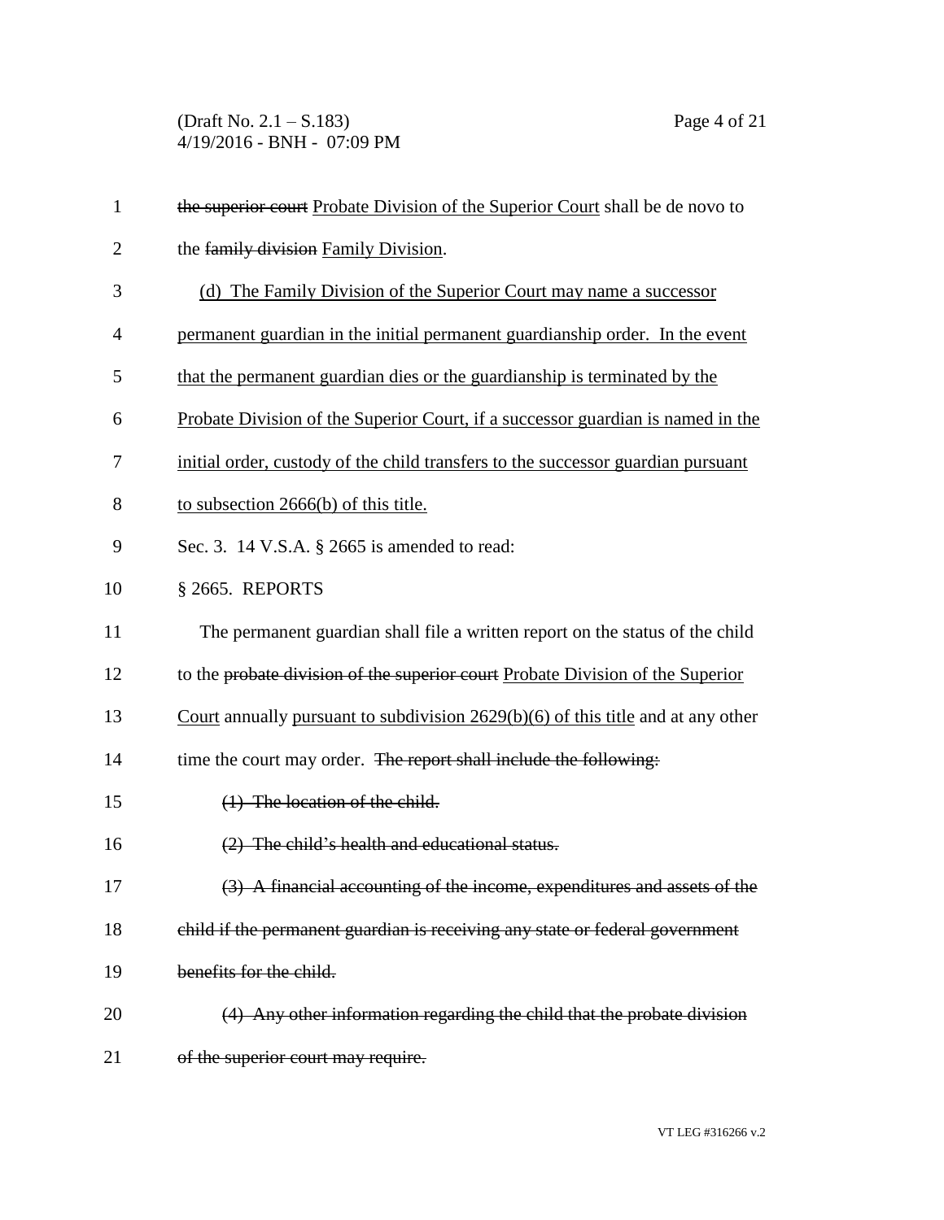~~the superior court~~ <u>Probate Division of the Superior Court</u> shall be de novo to the ~~family division~~ <u>Family Division</u>.

<u>(d) The Family Division of the Superior Court may name a successor permanent guardian in the initial permanent guardianship order. In the event that the permanent guardian dies or the guardianship is terminated by the Probate Division of the Superior Court, if a successor guardian is named in the initial order, custody of the child transfers to the successor guardian pursuant to subsection 2666(b) of this title.</u>

Sec. 3. 14 V.S.A. § 2665 is amended to read:

§ 2665. REPORTS

The permanent guardian shall file a written report on the status of the child to the ~~probate division of the superior court~~ <u>Probate Division of the Superior Court</u> annually <u>pursuant to subdivision 2629(b)(6) of this title</u> and at any other time the court may order. ~~The report shall include the following:~~

~~(1) The location of the child.~~

~~(2) The child's health and educational status.~~

~~(3) A financial accounting of the income, expenditures and assets of the child if the permanent guardian is receiving any state or federal government benefits for the child.~~

~~(4) Any other information regarding the child that the probate division of the superior court may require.~~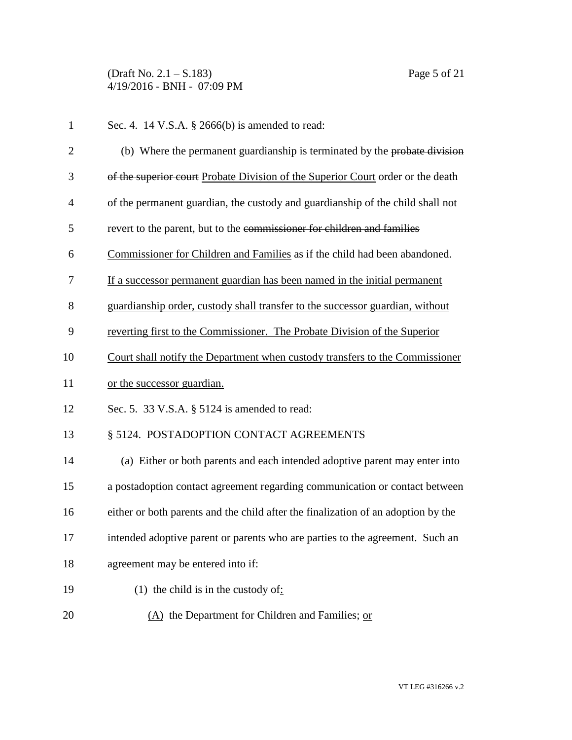Sec. 4. 14 V.S.A. § 2666(b) is amended to read:

(b) Where the permanent guardianship is terminated by the ~~probate division of the superior court~~ Probate Division of the Superior Court order or the death of the permanent guardian, the custody and guardianship of the child shall not revert to the parent, but to the ~~commissioner for children and families~~ Commissioner for Children and Families as if the child had been abandoned. If a successor permanent guardian has been named in the initial permanent guardianship order, custody shall transfer to the successor guardian, without reverting first to the Commissioner. The Probate Division of the Superior Court shall notify the Department when custody transfers to the Commissioner or the successor guardian.

Sec. 5. 33 V.S.A. § 5124 is amended to read:

§ 5124. POSTADOPTION CONTACT AGREEMENTS

(a) Either or both parents and each intended adoptive parent may enter into a postadoption contact agreement regarding communication or contact between either or both parents and the child after the finalization of an adoption by the intended adoptive parent or parents who are parties to the agreement. Such an agreement may be entered into if:

(1) the child is in the custody of:

(A) the Department for Children and Families; or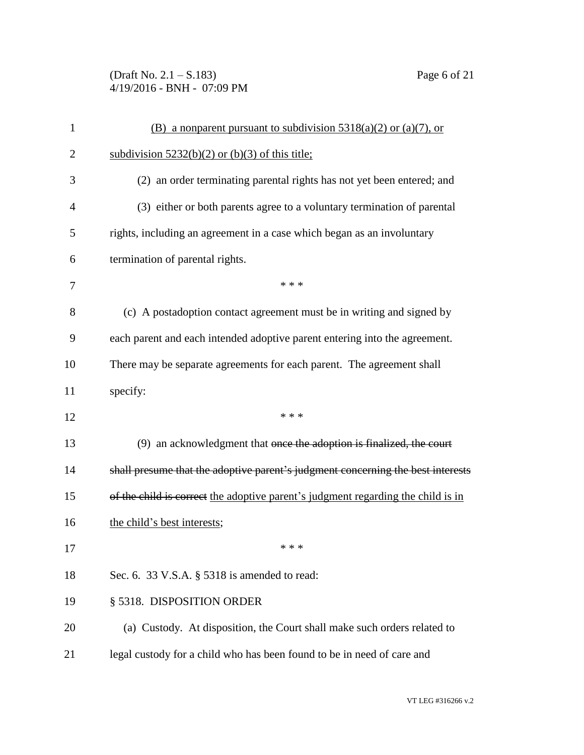(B) a nonparent pursuant to subdivision 5318(a)(2) or (a)(7), or subdivision 5232(b)(2) or (b)(3) of this title;

(2) an order terminating parental rights has not yet been entered; and

(3) either or both parents agree to a voluntary termination of parental rights, including an agreement in a case which began as an involuntary termination of parental rights.

\* \* \*

(c) A postadoption contact agreement must be in writing and signed by each parent and each intended adoptive parent entering into the agreement. There may be separate agreements for each parent. The agreement shall specify:

\* \* \*

(9) an acknowledgment that ~~once the adoption is finalized, the court shall presume that the adoptive parent's judgment concerning the best interests of the child is correct~~ the adoptive parent's judgment regarding the child is in the child's best interests;

\* \* \*

Sec. 6. 33 V.S.A. § 5318 is amended to read:

§ 5318. DISPOSITION ORDER

(a) Custody. At disposition, the Court shall make such orders related to legal custody for a child who has been found to be in need of care and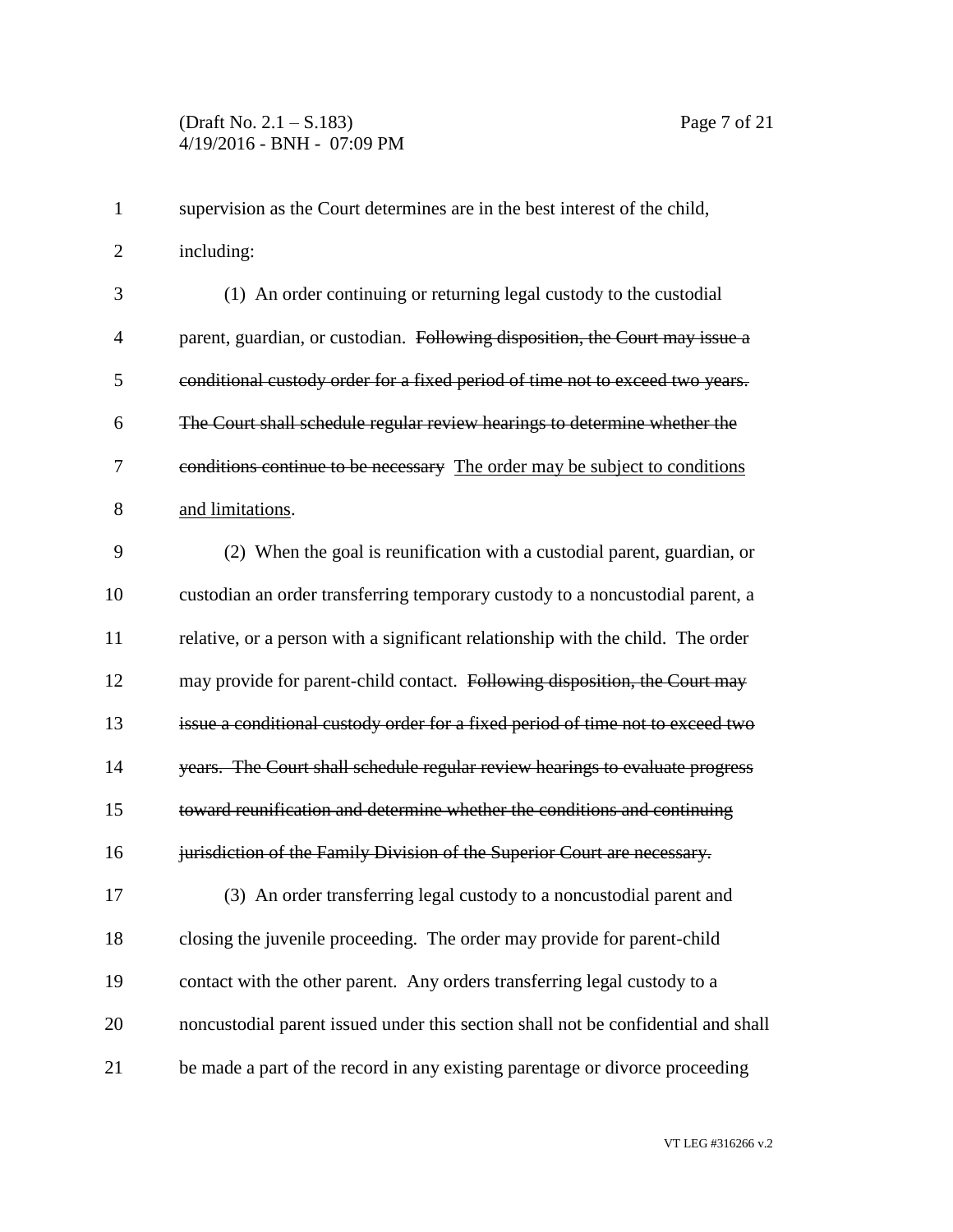supervision as the Court determines are in the best interest of the child, including:

(1) An order continuing or returning legal custody to the custodial parent, guardian, or custodian. ~~Following disposition, the Court may issue a conditional custody order for a fixed period of time not to exceed two years. The Court shall schedule regular review hearings to determine whether the conditions continue to be necessary~~ <u>The order may be subject to conditions and limitations</u>.

(2) When the goal is reunification with a custodial parent, guardian, or custodian an order transferring temporary custody to a noncustodial parent, a relative, or a person with a significant relationship with the child. The order may provide for parent-child contact. ~~Following disposition, the Court may issue a conditional custody order for a fixed period of time not to exceed two years. The Court shall schedule regular review hearings to evaluate progress toward reunification and determine whether the conditions and continuing jurisdiction of the Family Division of the Superior Court are necessary.~~

(3) An order transferring legal custody to a noncustodial parent and closing the juvenile proceeding. The order may provide for parent-child contact with the other parent. Any orders transferring legal custody to a noncustodial parent issued under this section shall not be confidential and shall be made a part of the record in any existing parentage or divorce proceeding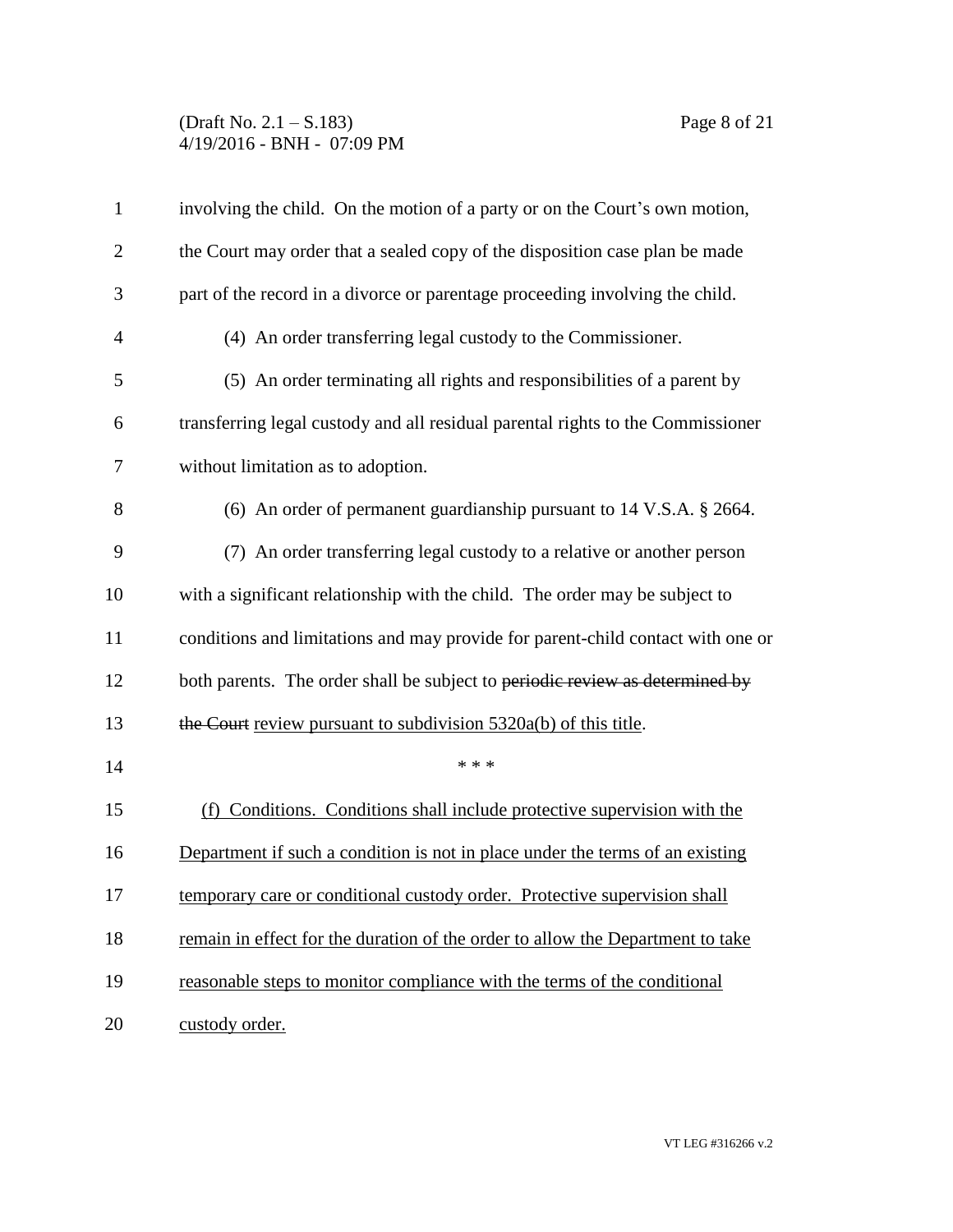involving the child. On the motion of a party or on the Court's own motion, the Court may order that a sealed copy of the disposition case plan be made part of the record in a divorce or parentage proceeding involving the child.

(4) An order transferring legal custody to the Commissioner.

(5) An order terminating all rights and responsibilities of a parent by transferring legal custody and all residual parental rights to the Commissioner without limitation as to adoption.

(6) An order of permanent guardianship pursuant to 14 V.S.A. § 2664.

(7) An order transferring legal custody to a relative or another person with a significant relationship with the child. The order may be subject to conditions and limitations and may provide for parent-child contact with one or both parents. The order shall be subject to ~~periodic review as determined by the Court~~ <u>review pursuant to subdivision 5320a(b) of this title</u>.

\* \* \*

<u>(f) Conditions. Conditions shall include protective supervision with the Department if such a condition is not in place under the terms of an existing temporary care or conditional custody order. Protective supervision shall remain in effect for the duration of the order to allow the Department to take reasonable steps to monitor compliance with the terms of the conditional custody order.</u>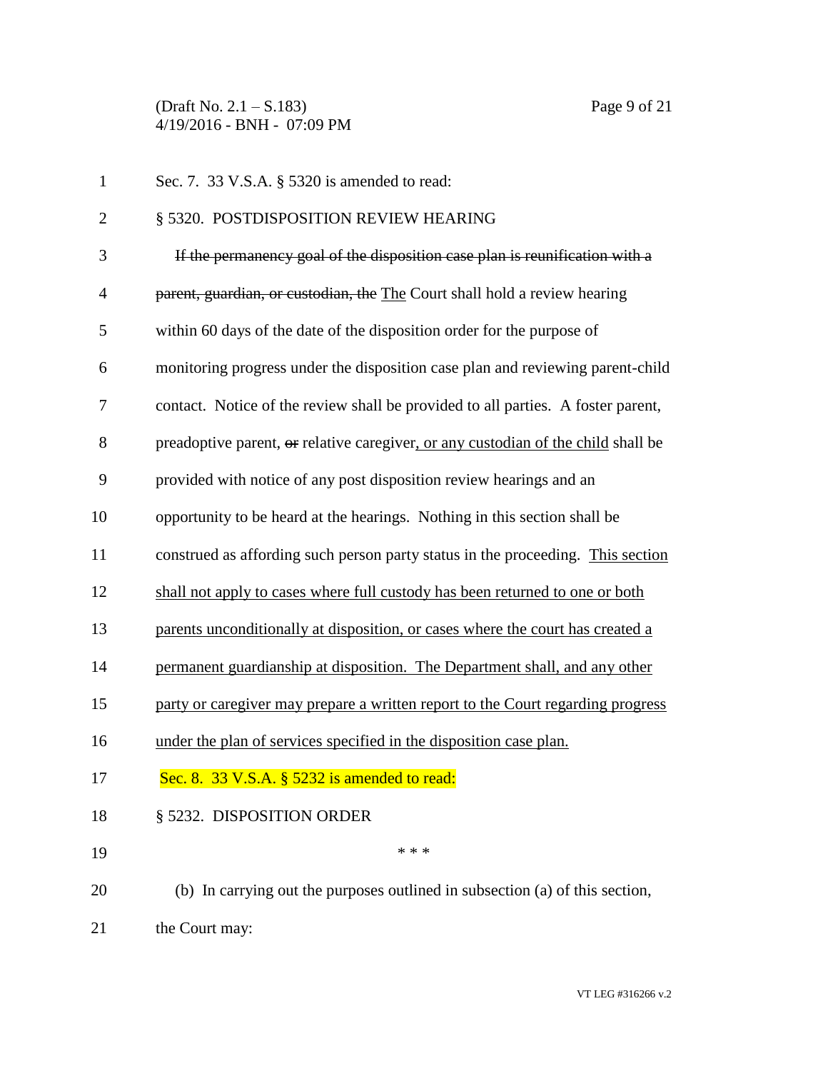Sec. 7. 33 V.S.A. § 5320 is amended to read:

§ 5320. POSTDISPOSITION REVIEW HEARING

~~If the permanency goal of the disposition case plan is reunification with a parent, guardian, or custodian, the~~ <u>The</u> Court shall hold a review hearing within 60 days of the date of the disposition order for the purpose of monitoring progress under the disposition case plan and reviewing parent-child contact. Notice of the review shall be provided to all parties. A foster parent, preadoptive parent, ~~or~~ relative caregiver<u>, or any custodian of the child</u> shall be provided with notice of any post disposition review hearings and an opportunity to be heard at the hearings. Nothing in this section shall be construed as affording such person party status in the proceeding. <u>This section shall not apply to cases where full custody has been returned to one or both parents unconditionally at disposition, or cases where the court has created a permanent guardianship at disposition. The Department shall, and any other party or caregiver may prepare a written report to the Court regarding progress under the plan of services specified in the disposition case plan.</u>

Sec. 8. 33 V.S.A. § 5232 is amended to read:

§ 5232. DISPOSITION ORDER

\* \* \*

(b) In carrying out the purposes outlined in subsection (a) of this section, the Court may: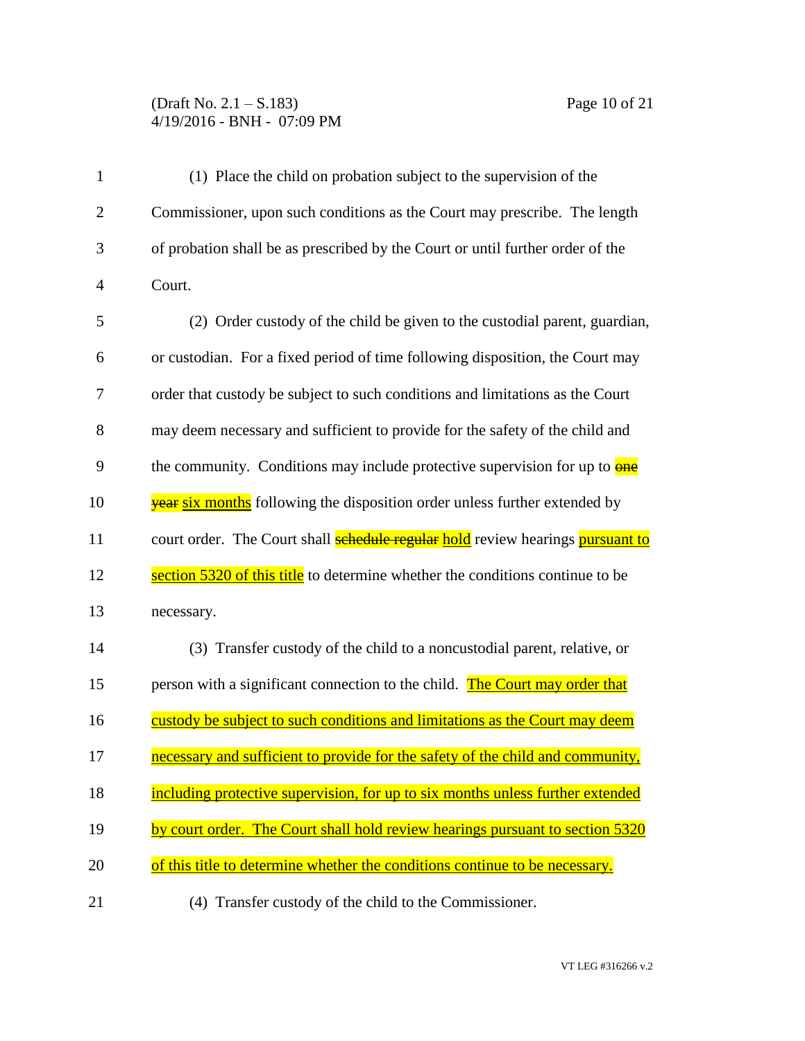(1) Place the child on probation subject to the supervision of the Commissioner, upon such conditions as the Court may prescribe. The length of probation shall be as prescribed by the Court or until further order of the Court.

(2) Order custody of the child be given to the custodial parent, guardian, or custodian. For a fixed period of time following disposition, the Court may order that custody be subject to such conditions and limitations as the Court may deem necessary and sufficient to provide for the safety of the child and the community. Conditions may include protective supervision for up to ~~one year~~ six months following the disposition order unless further extended by court order. The Court shall ~~schedule regular~~ hold review hearings pursuant to section 5320 of this title to determine whether the conditions continue to be necessary.

(3) Transfer custody of the child to a noncustodial parent, relative, or person with a significant connection to the child. The Court may order that custody be subject to such conditions and limitations as the Court may deem necessary and sufficient to provide for the safety of the child and community, including protective supervision, for up to six months unless further extended by court order. The Court shall hold review hearings pursuant to section 5320 of this title to determine whether the conditions continue to be necessary.

(4) Transfer custody of the child to the Commissioner.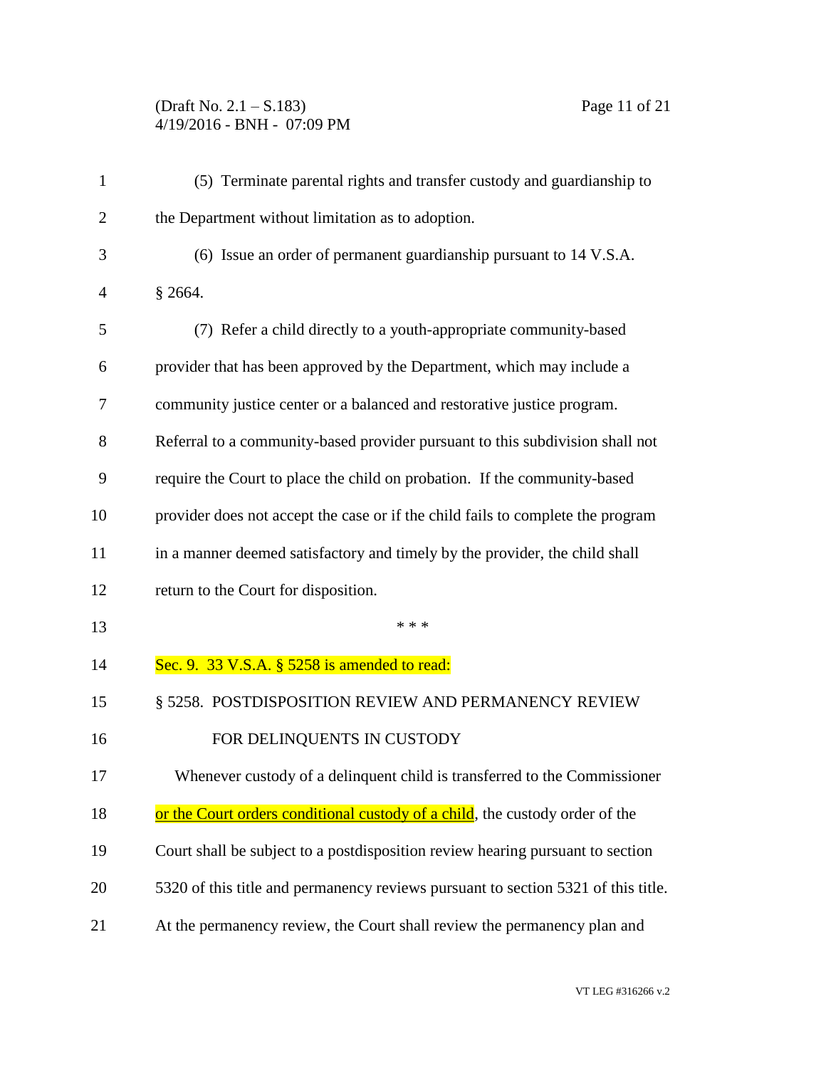(5) Terminate parental rights and transfer custody and guardianship to the Department without limitation as to adoption.

(6) Issue an order of permanent guardianship pursuant to 14 V.S.A. § 2664.

(7) Refer a child directly to a youth-appropriate community-based provider that has been approved by the Department, which may include a community justice center or a balanced and restorative justice program. Referral to a community-based provider pursuant to this subdivision shall not require the Court to place the child on probation. If the community-based provider does not accept the case or if the child fails to complete the program in a manner deemed satisfactory and timely by the provider, the child shall return to the Court for disposition.

\* \* \*

Sec. 9. 33 V.S.A. § 5258 is amended to read:

§ 5258. POSTDISPOSITION REVIEW AND PERMANENCY REVIEW FOR DELINQUENTS IN CUSTODY

Whenever custody of a delinquent child is transferred to the Commissioner or the Court orders conditional custody of a child, the custody order of the Court shall be subject to a postdisposition review hearing pursuant to section 5320 of this title and permanency reviews pursuant to section 5321 of this title. At the permanency review, the Court shall review the permanency plan and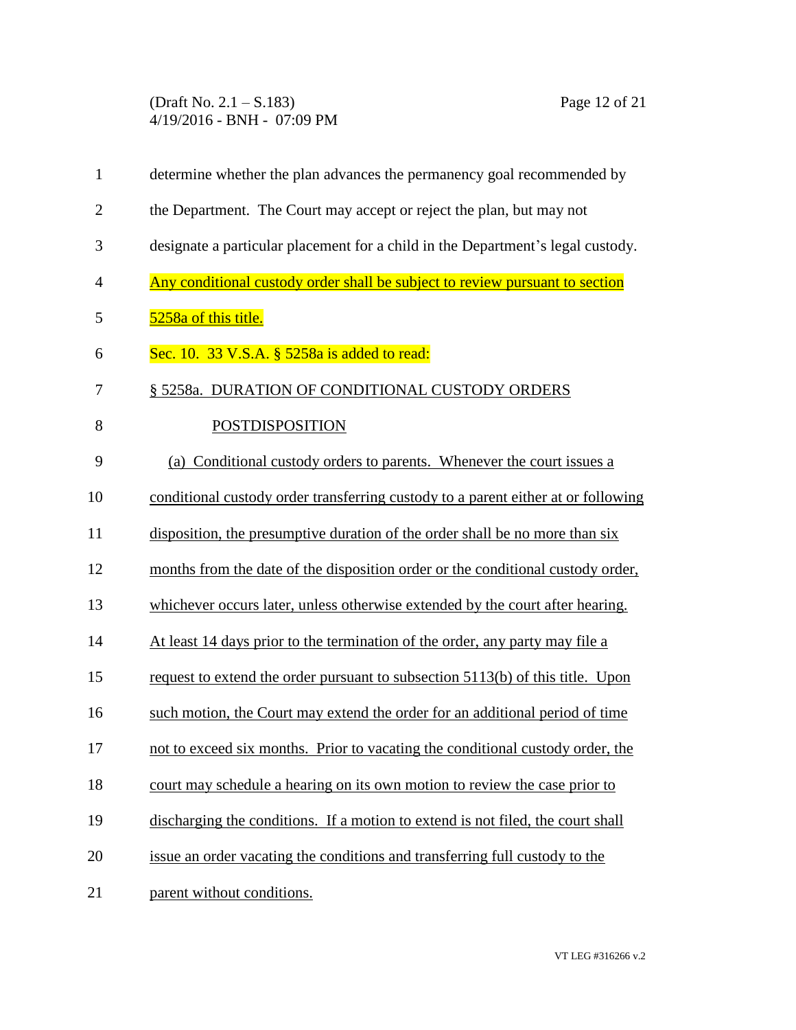determine whether the plan advances the permanency goal recommended by the Department. The Court may accept or reject the plan, but may not designate a particular placement for a child in the Department's legal custody. Any conditional custody order shall be subject to review pursuant to section 5258a of this title.

Sec. 10. 33 V.S.A. § 5258a is added to read:

§ 5258a. DURATION OF CONDITIONAL CUSTODY ORDERS POSTDISPOSITION

(a) Conditional custody orders to parents. Whenever the court issues a conditional custody order transferring custody to a parent either at or following disposition, the presumptive duration of the order shall be no more than six months from the date of the disposition order or the conditional custody order, whichever occurs later, unless otherwise extended by the court after hearing. At least 14 days prior to the termination of the order, any party may file a request to extend the order pursuant to subsection 5113(b) of this title. Upon such motion, the Court may extend the order for an additional period of time not to exceed six months. Prior to vacating the conditional custody order, the court may schedule a hearing on its own motion to review the case prior to discharging the conditions. If a motion to extend is not filed, the court shall issue an order vacating the conditions and transferring full custody to the parent without conditions.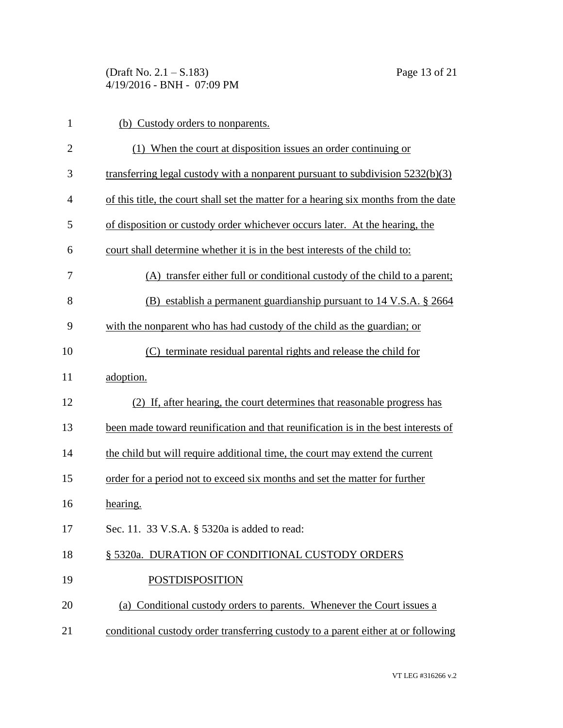(b) Custody orders to nonparents.

(1) When the court at disposition issues an order continuing or transferring legal custody with a nonparent pursuant to subdivision 5232(b)(3) of this title, the court shall set the matter for a hearing six months from the date of disposition or custody order whichever occurs later. At the hearing, the court shall determine whether it is in the best interests of the child to:

(A) transfer either full or conditional custody of the child to a parent;

(B) establish a permanent guardianship pursuant to 14 V.S.A. § 2664 with the nonparent who has had custody of the child as the guardian; or

(C) terminate residual parental rights and release the child for adoption.

(2) If, after hearing, the court determines that reasonable progress has been made toward reunification and that reunification is in the best interests of the child but will require additional time, the court may extend the current order for a period not to exceed six months and set the matter for further hearing.

Sec. 11. 33 V.S.A. § 5320a is added to read:

§ 5320a. DURATION OF CONDITIONAL CUSTODY ORDERS POSTDISPOSITION

(a) Conditional custody orders to parents. Whenever the Court issues a conditional custody order transferring custody to a parent either at or following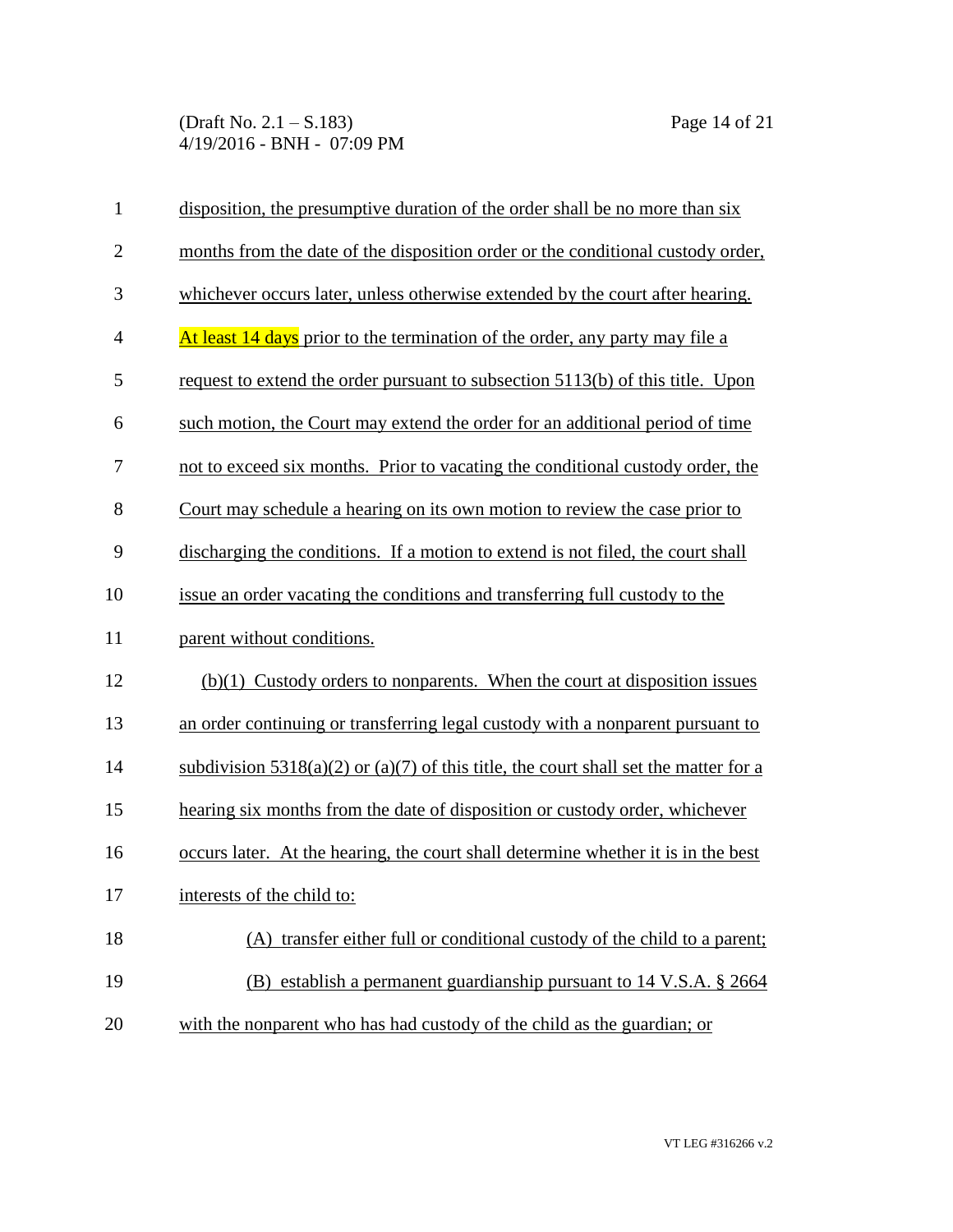disposition, the presumptive duration of the order shall be no more than six months from the date of the disposition order or the conditional custody order, whichever occurs later, unless otherwise extended by the court after hearing. At least 14 days prior to the termination of the order, any party may file a request to extend the order pursuant to subsection 5113(b) of this title. Upon such motion, the Court may extend the order for an additional period of time not to exceed six months. Prior to vacating the conditional custody order, the Court may schedule a hearing on its own motion to review the case prior to discharging the conditions. If a motion to extend is not filed, the court shall issue an order vacating the conditions and transferring full custody to the parent without conditions.

(b)(1) Custody orders to nonparents. When the court at disposition issues an order continuing or transferring legal custody with a nonparent pursuant to subdivision 5318(a)(2) or (a)(7) of this title, the court shall set the matter for a hearing six months from the date of disposition or custody order, whichever occurs later. At the hearing, the court shall determine whether it is in the best interests of the child to:

(A) transfer either full or conditional custody of the child to a parent;

(B) establish a permanent guardianship pursuant to 14 V.S.A. § 2664 with the nonparent who has had custody of the child as the guardian; or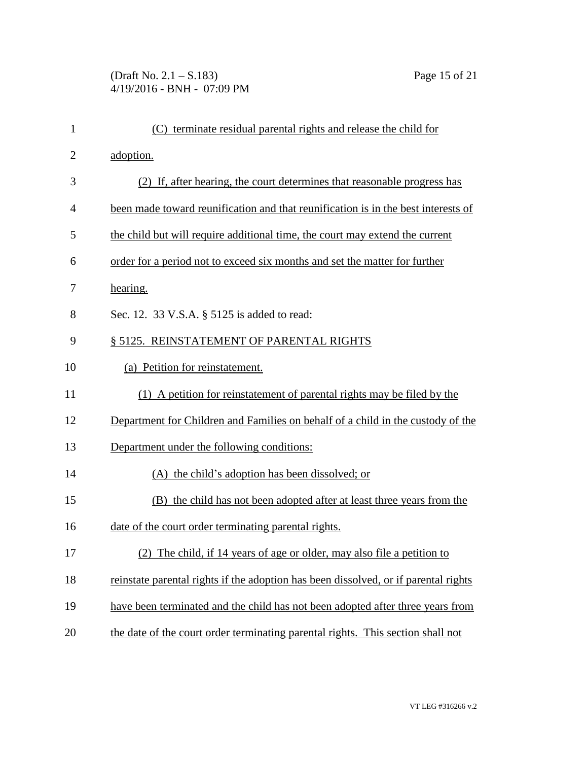(C) terminate residual parental rights and release the child for adoption.

(2) If, after hearing, the court determines that reasonable progress has been made toward reunification and that reunification is in the best interests of the child but will require additional time, the court may extend the current order for a period not to exceed six months and set the matter for further hearing.

Sec. 12. 33 V.S.A. § 5125 is added to read:

§ 5125. REINSTATEMENT OF PARENTAL RIGHTS

(a) Petition for reinstatement.

(1) A petition for reinstatement of parental rights may be filed by the Department for Children and Families on behalf of a child in the custody of the Department under the following conditions:

(A) the child's adoption has been dissolved; or

(B) the child has not been adopted after at least three years from the date of the court order terminating parental rights.

(2) The child, if 14 years of age or older, may also file a petition to reinstate parental rights if the adoption has been dissolved, or if parental rights have been terminated and the child has not been adopted after three years from the date of the court order terminating parental rights. This section shall not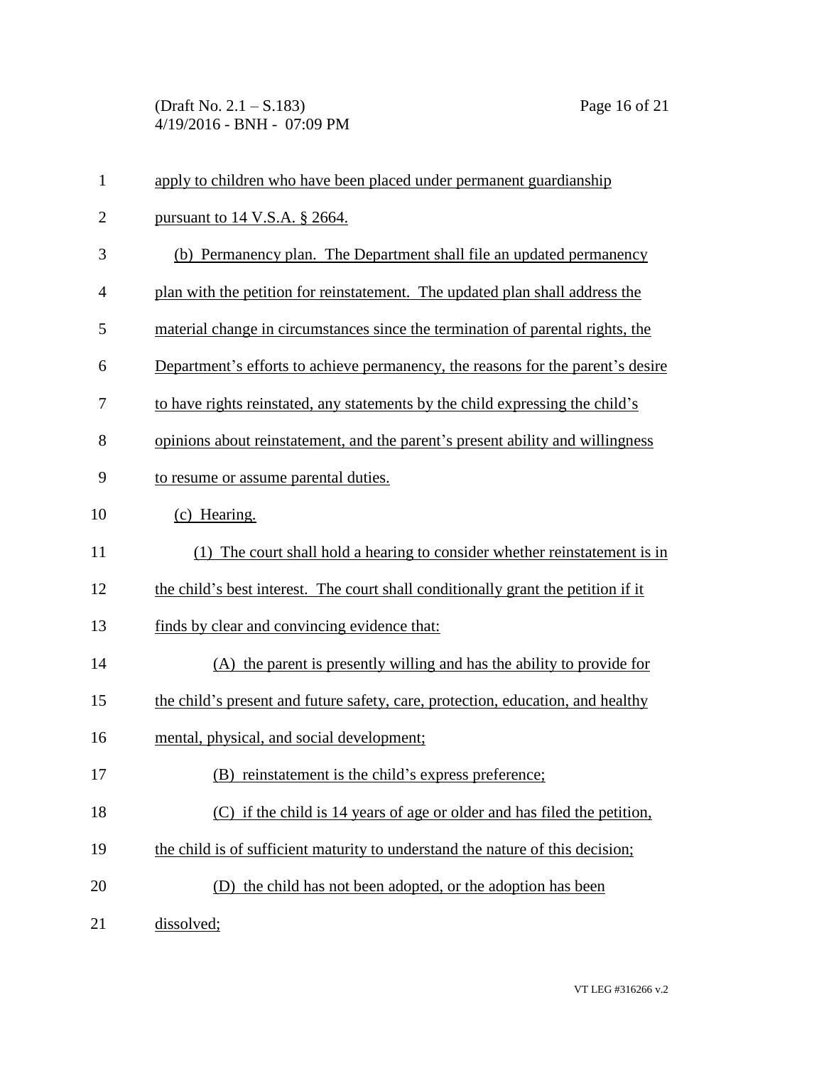apply to children who have been placed under permanent guardianship pursuant to 14 V.S.A. § 2664.

(b) Permanency plan. The Department shall file an updated permanency plan with the petition for reinstatement. The updated plan shall address the material change in circumstances since the termination of parental rights, the Department's efforts to achieve permanency, the reasons for the parent's desire to have rights reinstated, any statements by the child expressing the child's opinions about reinstatement, and the parent's present ability and willingness to resume or assume parental duties.

(c) Hearing.

(1) The court shall hold a hearing to consider whether reinstatement is in the child's best interest. The court shall conditionally grant the petition if it finds by clear and convincing evidence that:

(A) the parent is presently willing and has the ability to provide for the child's present and future safety, care, protection, education, and healthy mental, physical, and social development;

(B) reinstatement is the child's express preference;

(C) if the child is 14 years of age or older and has filed the petition, the child is of sufficient maturity to understand the nature of this decision;

(D) the child has not been adopted, or the adoption has been dissolved;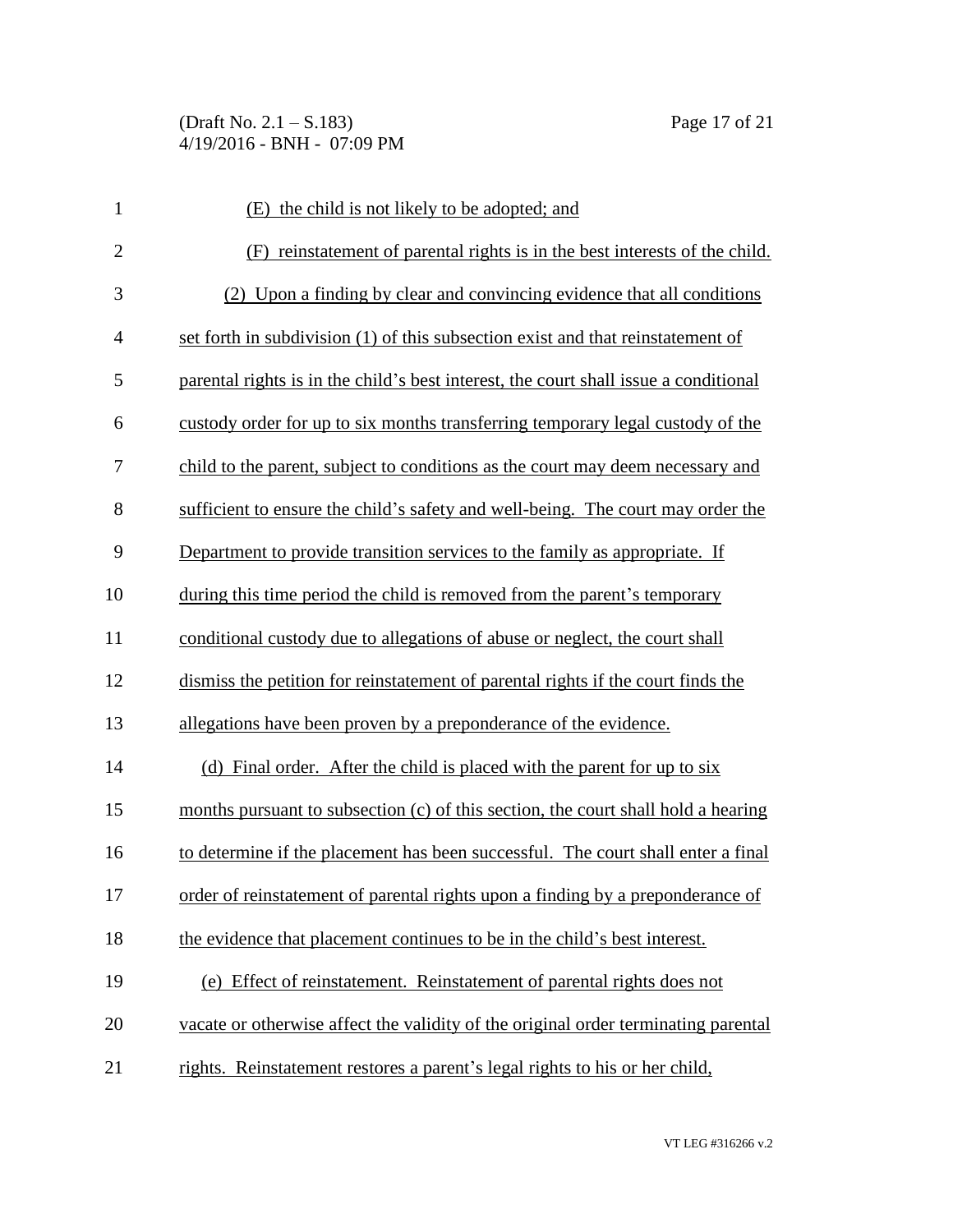(E) the child is not likely to be adopted; and

(F) reinstatement of parental rights is in the best interests of the child.

(2) Upon a finding by clear and convincing evidence that all conditions set forth in subdivision (1) of this subsection exist and that reinstatement of parental rights is in the child's best interest, the court shall issue a conditional custody order for up to six months transferring temporary legal custody of the child to the parent, subject to conditions as the court may deem necessary and sufficient to ensure the child's safety and well-being. The court may order the Department to provide transition services to the family as appropriate. If during this time period the child is removed from the parent's temporary conditional custody due to allegations of abuse or neglect, the court shall dismiss the petition for reinstatement of parental rights if the court finds the allegations have been proven by a preponderance of the evidence.

(d) Final order. After the child is placed with the parent for up to six months pursuant to subsection (c) of this section, the court shall hold a hearing to determine if the placement has been successful. The court shall enter a final order of reinstatement of parental rights upon a finding by a preponderance of the evidence that placement continues to be in the child's best interest.

(e) Effect of reinstatement. Reinstatement of parental rights does not vacate or otherwise affect the validity of the original order terminating parental rights. Reinstatement restores a parent's legal rights to his or her child,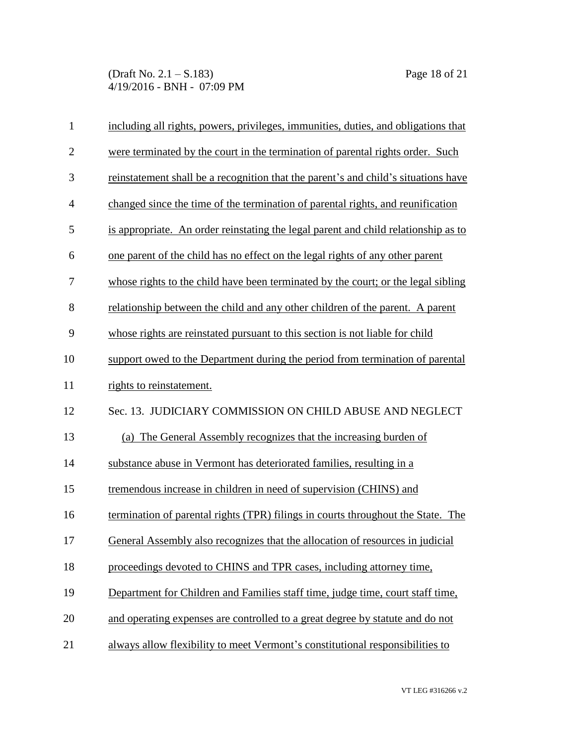including all rights, powers, privileges, immunities, duties, and obligations that were terminated by the court in the termination of parental rights order. Such reinstatement shall be a recognition that the parent's and child's situations have changed since the time of the termination of parental rights, and reunification is appropriate. An order reinstating the legal parent and child relationship as to one parent of the child has no effect on the legal rights of any other parent whose rights to the child have been terminated by the court; or the legal sibling relationship between the child and any other children of the parent. A parent whose rights are reinstated pursuant to this section is not liable for child support owed to the Department during the period from termination of parental rights to reinstatement.

Sec. 13. JUDICIARY COMMISSION ON CHILD ABUSE AND NEGLECT

(a) The General Assembly recognizes that the increasing burden of substance abuse in Vermont has deteriorated families, resulting in a tremendous increase in children in need of supervision (CHINS) and termination of parental rights (TPR) filings in courts throughout the State. The General Assembly also recognizes that the allocation of resources in judicial proceedings devoted to CHINS and TPR cases, including attorney time, Department for Children and Families staff time, judge time, court staff time, and operating expenses are controlled to a great degree by statute and do not always allow flexibility to meet Vermont's constitutional responsibilities to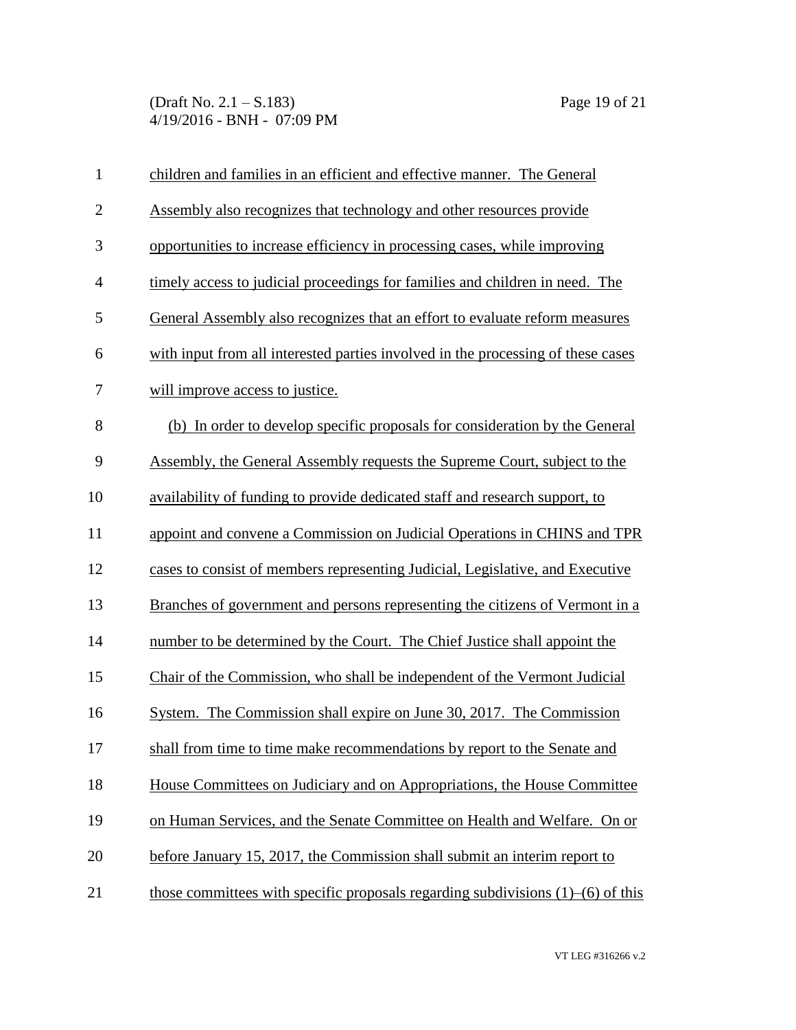children and families in an efficient and effective manner. The General Assembly also recognizes that technology and other resources provide opportunities to increase efficiency in processing cases, while improving timely access to judicial proceedings for families and children in need. The General Assembly also recognizes that an effort to evaluate reform measures with input from all interested parties involved in the processing of these cases will improve access to justice.

(b) In order to develop specific proposals for consideration by the General Assembly, the General Assembly requests the Supreme Court, subject to the availability of funding to provide dedicated staff and research support, to appoint and convene a Commission on Judicial Operations in CHINS and TPR cases to consist of members representing Judicial, Legislative, and Executive Branches of government and persons representing the citizens of Vermont in a number to be determined by the Court. The Chief Justice shall appoint the Chair of the Commission, who shall be independent of the Vermont Judicial System. The Commission shall expire on June 30, 2017. The Commission shall from time to time make recommendations by report to the Senate and House Committees on Judiciary and on Appropriations, the House Committee on Human Services, and the Senate Committee on Health and Welfare. On or before January 15, 2017, the Commission shall submit an interim report to those committees with specific proposals regarding subdivisions (1)–(6) of this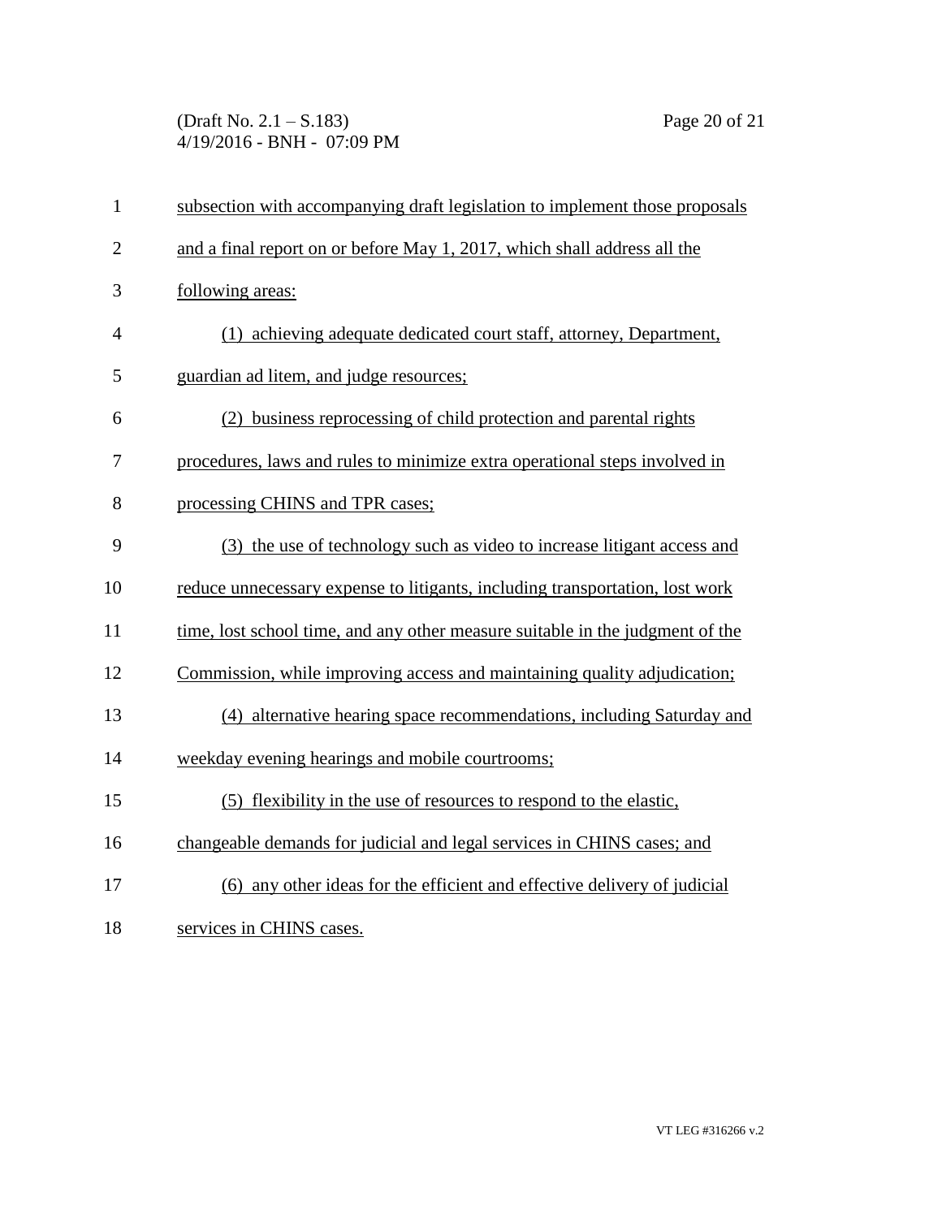subsection with accompanying draft legislation to implement those proposals and a final report on or before May 1, 2017, which shall address all the following areas:

(1) achieving adequate dedicated court staff, attorney, Department, guardian ad litem, and judge resources;

(2) business reprocessing of child protection and parental rights procedures, laws and rules to minimize extra operational steps involved in processing CHINS and TPR cases;

(3) the use of technology such as video to increase litigant access and reduce unnecessary expense to litigants, including transportation, lost work time, lost school time, and any other measure suitable in the judgment of the Commission, while improving access and maintaining quality adjudication;

(4) alternative hearing space recommendations, including Saturday and weekday evening hearings and mobile courtrooms;

(5) flexibility in the use of resources to respond to the elastic, changeable demands for judicial and legal services in CHINS cases; and

(6) any other ideas for the efficient and effective delivery of judicial services in CHINS cases.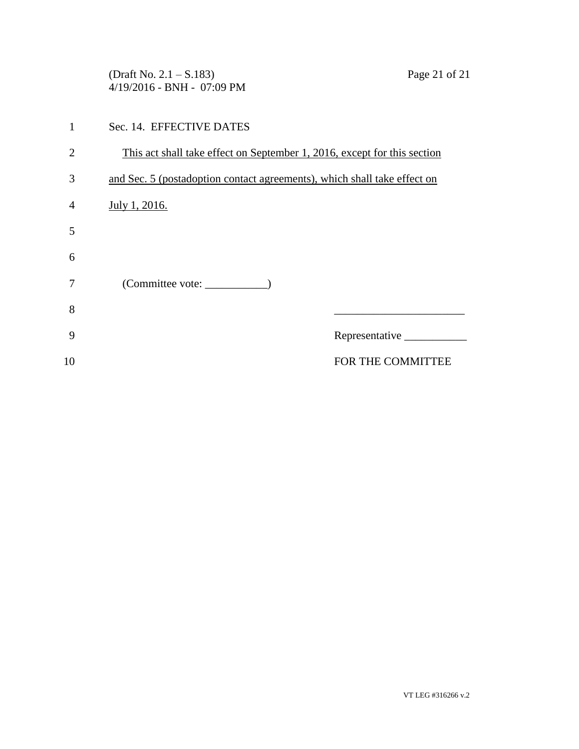Sec. 14. EFFECTIVE DATES

This act shall take effect on September 1, 2016, except for this section and Sec. 5 (postadoption contact agreements), which shall take effect on July 1, 2016.

(Committee vote: ___________)

_______________________

Representative ___________

FOR THE COMMITTEE